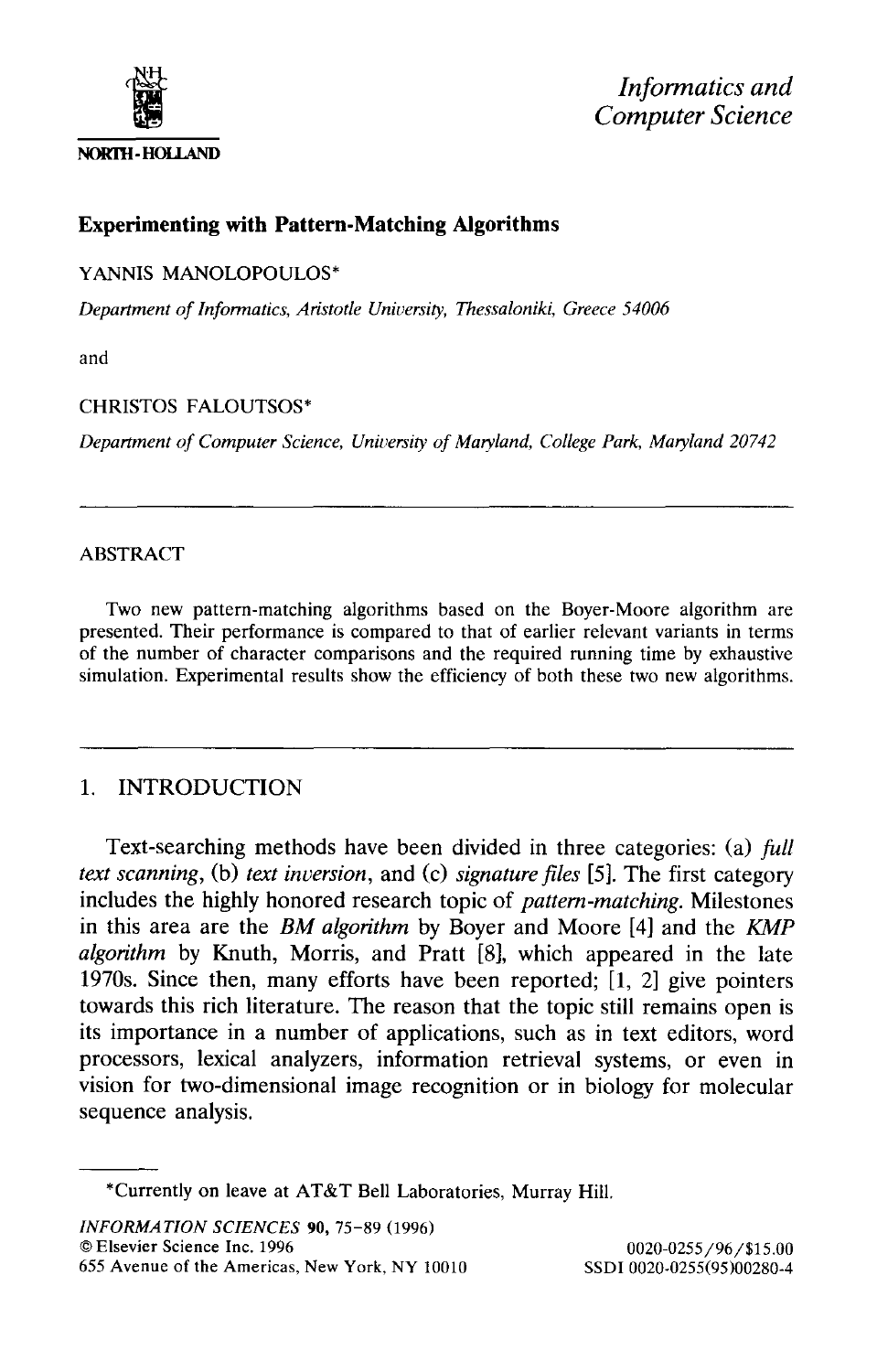*Informatics and Computer Science*

NORTH-HOLLAND

# Experimenting with Pattern-Matching Algorithms

YANNIS MANOLOPOULOS*

*Department of Informatics, Aristotle University, Thessaloniki, Greece 54006*

and

CHRISTOS FALOUTSOS*

*Department of Computer Science, University of Maryland, College Park, Maryland 20742*

## ABSTRACT

Two new pattern-matching algorithms based on the Boyer-Moore algorithm are presented. Their performance is compared to that of earlier relevant variants in terms of the number of character comparisons and the required running time by exhaustive simulation. Experimental results show the efficiency of both these two new algorithms.

## 1. INTRODUCTION

Text-searching methods have been divided in three categories: (a) *full text scanning*, (b) *text inversion*, and (c) *signature files* [5]. The first category includes the highly honored research topic of *pattern-matching*. Milestones in this area are the *BM algorithm* by Boyer and Moore [4] and the *KMP algorithm* by Knuth, Morris, and Pratt [8], which appeared in the late 1970s. Since then, many efforts have been reported; [1, 2] give pointers towards this rich literature. The reason that the topic still remains open is its importance in a number of applications, such as in text editors, word processors, lexical analyzers, information retrieval systems, or even in vision for two-dimensional image recognition or in biology for molecular sequence analysis.

*Currently on leave at AT&T Bell Laboratories, Murray Hill.

*INFORMATION SCIENCES* **90**, 75–89 (1996)
© Elsevier Science Inc. 1996
655 Avenue of the Americas, New York, NY 10010

0020-0255/96/$15.00
SSDI 0020-0255(95)00280-4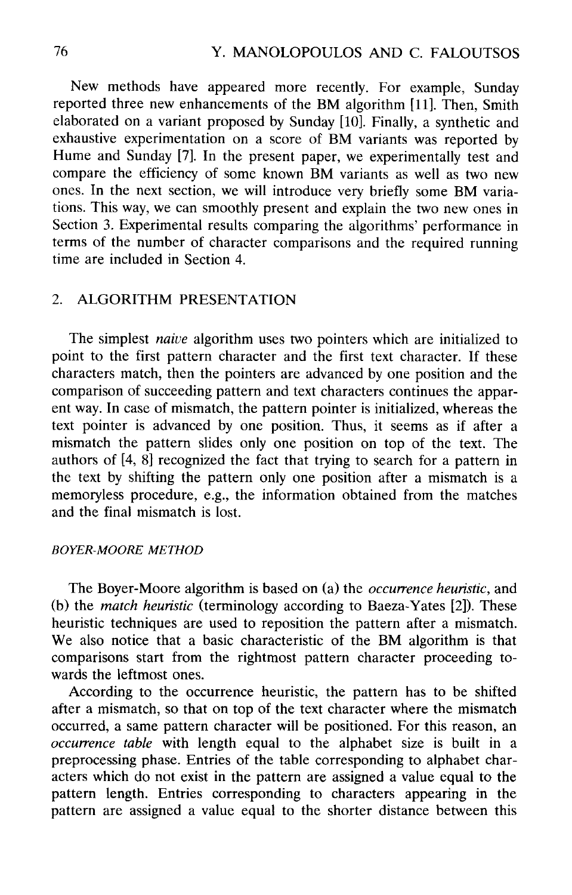New methods have appeared more recently. For example, Sunday reported three new enhancements of the BM algorithm [11]. Then, Smith elaborated on a variant proposed by Sunday [10]. Finally, a synthetic and exhaustive experimentation on a score of BM variants was reported by Hume and Sunday [7]. In the present paper, we experimentally test and compare the efficiency of some known BM variants as well as two new ones. In the next section, we will introduce very briefly some BM variations. This way, we can smoothly present and explain the two new ones in Section 3. Experimental results comparing the algorithms' performance in terms of the number of character comparisons and the required running time are included in Section 4.

## 2. ALGORITHM PRESENTATION

The simplest *naive* algorithm uses two pointers which are initialized to point to the first pattern character and the first text character. If these characters match, then the pointers are advanced by one position and the comparison of succeeding pattern and text characters continues the apparent way. In case of mismatch, the pattern pointer is initialized, whereas the text pointer is advanced by one position. Thus, it seems as if after a mismatch the pattern slides only one position on top of the text. The authors of [4, 8] recognized the fact that trying to search for a pattern in the text by shifting the pattern only one position after a mismatch is a memoryless procedure, e.g., the information obtained from the matches and the final mismatch is lost.

### *BOYER-MOORE METHOD*

The Boyer-Moore algorithm is based on (a) the *occurrence heuristic*, and (b) the *match heuristic* (terminology according to Baeza-Yates [2]). These heuristic techniques are used to reposition the pattern after a mismatch. We also notice that a basic characteristic of the BM algorithm is that comparisons start from the rightmost pattern character proceeding towards the leftmost ones.

According to the occurrence heuristic, the pattern has to be shifted after a mismatch, so that on top of the text character where the mismatch occurred, a same pattern character will be positioned. For this reason, an *occurrence table* with length equal to the alphabet size is built in a preprocessing phase. Entries of the table corresponding to alphabet characters which do not exist in the pattern are assigned a value equal to the pattern length. Entries corresponding to characters appearing in the pattern are assigned a value equal to the shorter distance between this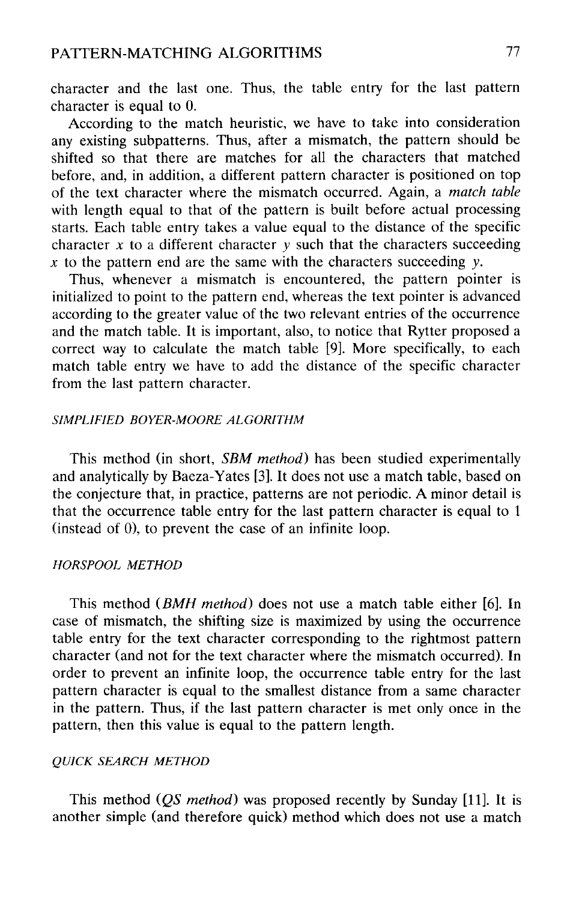character and the last one. Thus, the table entry for the last pattern character is equal to 0.

According to the match heuristic, we have to take into consideration any existing subpatterns. Thus, after a mismatch, the pattern should be shifted so that there are matches for all the characters that matched before, and, in addition, a different pattern character is positioned on top of the text character where the mismatch occurred. Again, a *match table* with length equal to that of the pattern is built before actual processing starts. Each table entry takes a value equal to the distance of the specific character $x$ to a different character $y$ such that the characters succeeding $x$ to the pattern end are the same with the characters succeeding $y$.

Thus, whenever a mismatch is encountered, the pattern pointer is initialized to point to the pattern end, whereas the text pointer is advanced according to the greater value of the two relevant entries of the occurrence and the match table. It is important, also, to notice that Rytter proposed a correct way to calculate the match table [9]. More specifically, to each match table entry we have to add the distance of the specific character from the last pattern character.

### *SIMPLIFIED BOYER-MOORE ALGORITHM*

This method (in short, *SBM method*) has been studied experimentally and analytically by Baeza-Yates [3]. It does not use a match table, based on the conjecture that, in practice, patterns are not periodic. A minor detail is that the occurrence table entry for the last pattern character is equal to 1 (instead of 0), to prevent the case of an infinite loop.

### *HORSPOOL METHOD*

This method (*BMH method*) does not use a match table either [6]. In case of mismatch, the shifting size is maximized by using the occurrence table entry for the text character corresponding to the rightmost pattern character (and not for the text character where the mismatch occurred). In order to prevent an infinite loop, the occurrence table entry for the last pattern character is equal to the smallest distance from a same character in the pattern. Thus, if the last pattern character is met only once in the pattern, then this value is equal to the pattern length.

### *QUICK SEARCH METHOD*

This method (*QS method*) was proposed recently by Sunday [11]. It is another simple (and therefore quick) method which does not use a match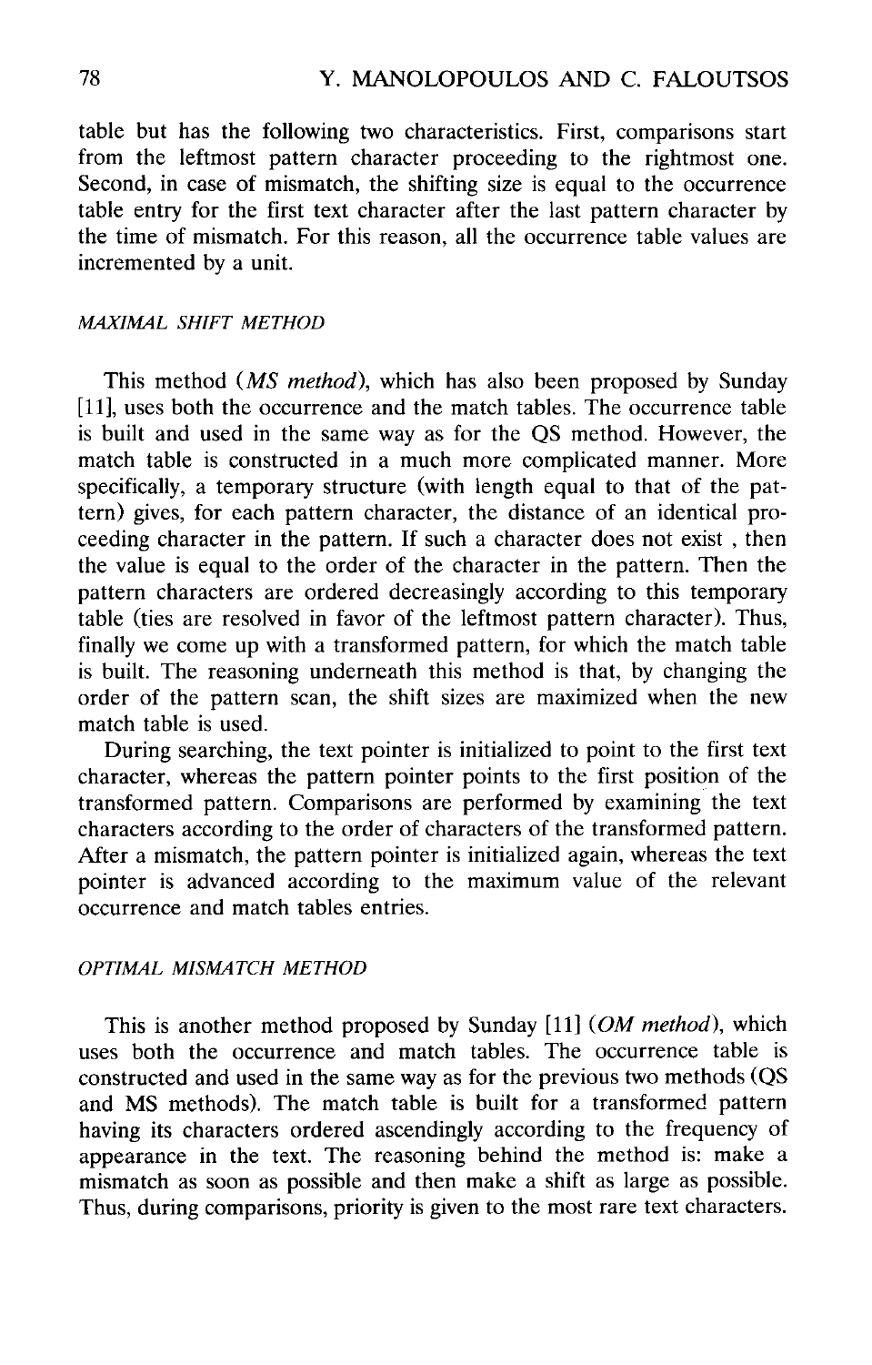table but has the following two characteristics. First, comparisons start from the leftmost pattern character proceeding to the rightmost one. Second, in case of mismatch, the shifting size is equal to the occurrence table entry for the first text character after the last pattern character by the time of mismatch. For this reason, all the occurrence table values are incremented by a unit.

### *MAXIMAL SHIFT METHOD*

This method (*MS method*), which has also been proposed by Sunday [11], uses both the occurrence and the match tables. The occurrence table is built and used in the same way as for the QS method. However, the match table is constructed in a much more complicated manner. More specifically, a temporary structure (with length equal to that of the pattern) gives, for each pattern character, the distance of an identical proceeding character in the pattern. If such a character does not exist , then the value is equal to the order of the character in the pattern. Then the pattern characters are ordered decreasingly according to this temporary table (ties are resolved in favor of the leftmost pattern character). Thus, finally we come up with a transformed pattern, for which the match table is built. The reasoning underneath this method is that, by changing the order of the pattern scan, the shift sizes are maximized when the new match table is used.

During searching, the text pointer is initialized to point to the first text character, whereas the pattern pointer points to the first position of the transformed pattern. Comparisons are performed by examining the text characters according to the order of characters of the transformed pattern. After a mismatch, the pattern pointer is initialized again, whereas the text pointer is advanced according to the maximum value of the relevant occurrence and match tables entries.

### *OPTIMAL MISMATCH METHOD*

This is another method proposed by Sunday [11] (*OM method*), which uses both the occurrence and match tables. The occurrence table is constructed and used in the same way as for the previous two methods (QS and MS methods). The match table is built for a transformed pattern having its characters ordered ascendingly according to the frequency of appearance in the text. The reasoning behind the method is: make a mismatch as soon as possible and then make a shift as large as possible. Thus, during comparisons, priority is given to the most rare text characters.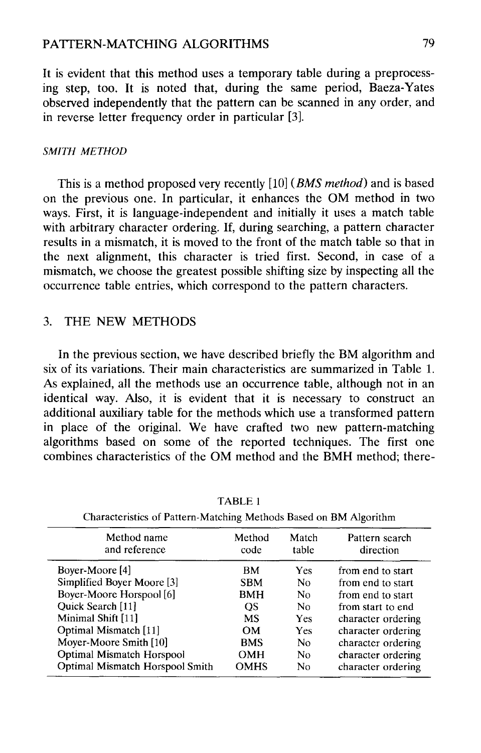It is evident that this method uses a temporary table during a preprocessing step, too. It is noted that, during the same period, Baeza-Yates observed independently that the pattern can be scanned in any order, and in reverse letter frequency order in particular [3].

#### *SMITH METHOD*

This is a method proposed very recently [10] (*BMS method*) and is based on the previous one. In particular, it enhances the OM method in two ways. First, it is language-independent and initially it uses a match table with arbitrary character ordering. If, during searching, a pattern character results in a mismatch, it is moved to the front of the match table so that in the next alignment, this character is tried first. Second, in case of a mismatch, we choose the greatest possible shifting size by inspecting all the occurrence table entries, which correspond to the pattern characters.

## 3. THE NEW METHODS

In the previous section, we have described briefly the BM algorithm and six of its variations. Their main characteristics are summarized in Table 1. As explained, all the methods use an occurrence table, although not in an identical way. Also, it is evident that it is necessary to construct an additional auxiliary table for the methods which use a transformed pattern in place of the original. We have crafted two new pattern-matching algorithms based on some of the reported techniques. The first one combines characteristics of the OM method and the BMH method; there-

TABLE 1

Characteristics of Pattern-Matching Methods Based on BM Algorithm

| Method name and reference | Method code | Match table | Pattern search direction |
|---|---|---|---|
| Boyer-Moore [4] | BM | Yes | from end to start |
| Simplified Boyer Moore [3] | SBM | No | from end to start |
| Boyer-Moore Horspool [6] | BMH | No | from end to start |
| Quick Search [11] | QS | No | from start to end |
| Minimal Shift [11] | MS | Yes | character ordering |
| Optimal Mismatch [11] | OM | Yes | character ordering |
| Moyer-Moore Smith [10] | BMS | No | character ordering |
| Optimal Mismatch Horspool | OMH | No | character ordering |
| Optimal Mismatch Horspool Smith | OMHS | No | character ordering |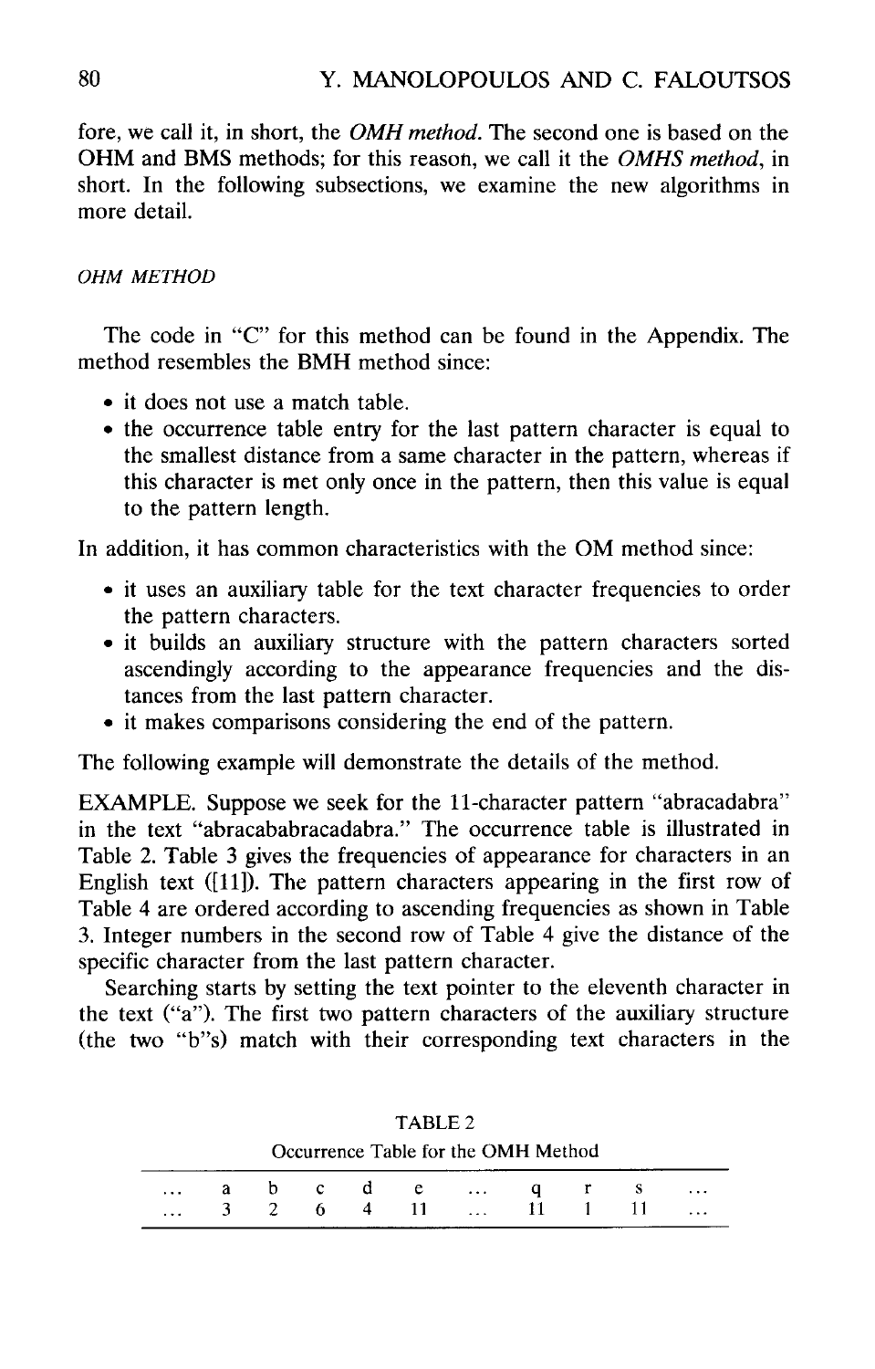fore, we call it, in short, the *OMH method*. The second one is based on the OHM and BMS methods; for this reason, we call it the *OMHS method*, in short. In the following subsections, we examine the new algorithms in more detail.

### *OHM METHOD*

The code in "C" for this method can be found in the Appendix. The method resembles the BMH method since:

- it does not use a match table.
- the occurrence table entry for the last pattern character is equal to the smallest distance from a same character in the pattern, whereas if this character is met only once in the pattern, then this value is equal to the pattern length.

In addition, it has common characteristics with the OM method since:

- it uses an auxiliary table for the text character frequencies to order the pattern characters.
- it builds an auxiliary structure with the pattern characters sorted ascendingly according to the appearance frequencies and the distances from the last pattern character.
- it makes comparisons considering the end of the pattern.

The following example will demonstrate the details of the method.

EXAMPLE. Suppose we seek for the 11-character pattern "abracadabra" in the text "abracababracadabra." The occurrence table is illustrated in Table 2. Table 3 gives the frequencies of appearance for characters in an English text ([11]). The pattern characters appearing in the first row of Table 4 are ordered according to ascending frequencies as shown in Table 3. Integer numbers in the second row of Table 4 give the distance of the specific character from the last pattern character.

Searching starts by setting the text pointer to the eleventh character in the text ("a"). The first two pattern characters of the auxiliary structure (the two "b"s) match with their corresponding text characters in the

TABLE 2

Occurrence Table for the OMH Method

| ... | a | b | c | d | e | ... | q | r | s | ... |
|---|---|---|---|---|---|---|---|---|---|---|
| ... | 3 | 2 | 6 | 4 | 11 | ... | 11 | 1 | 11 | ... |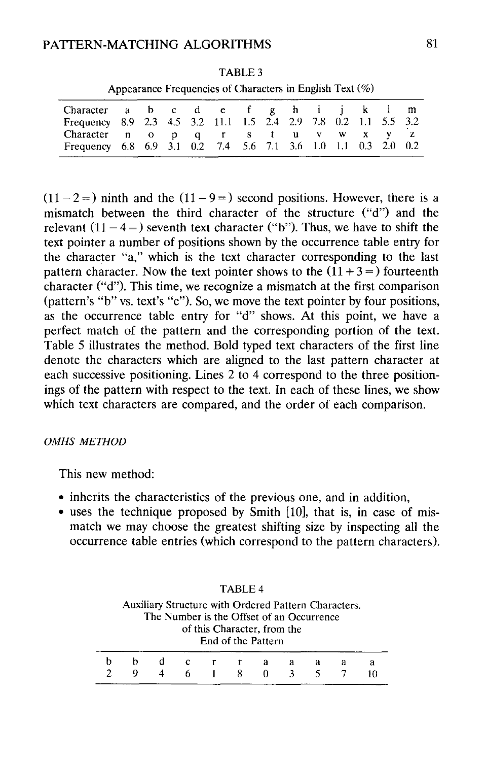TABLE 3

Appearance Frequencies of Characters in English Text (%)

| Character | a | b | c | d | e | f | g | h | i | j | k | l | m |
|---|---|---|---|---|---|---|---|---|---|---|---|---|---|
| Frequency | 8.9 | 2.3 | 4.5 | 3.2 | 11.1 | 1.5 | 2.4 | 2.9 | 7.8 | 0.2 | 1.1 | 5.5 | 3.2 |
| Character | n | o | p | q | r | s | t | u | v | w | x | y | z |
| Frequency | 6.8 | 6.9 | 3.1 | 0.2 | 7.4 | 5.6 | 7.1 | 3.6 | 1.0 | 1.1 | 0.3 | 2.0 | 0.2 |

$(11-2=)$ ninth and the $(11-9=)$ second positions. However, there is a mismatch between the third character of the structure ("d") and the relevant $(11-4=)$ seventh text character ("b"). Thus, we have to shift the text pointer a number of positions shown by the occurrence table entry for the character "a," which is the text character corresponding to the last pattern character. Now the text pointer shows to the $(11+3=)$ fourteenth character ("d"). This time, we recognize a mismatch at the first comparison (pattern's "b" vs. text's "c"). So, we move the text pointer by four positions, as the occurrence table entry for "d" shows. At this point, we have a perfect match of the pattern and the corresponding portion of the text. Table 5 illustrates the method. Bold typed text characters of the first line denote the characters which are aligned to the last pattern character at each successive positioning. Lines 2 to 4 correspond to the three positionings of the pattern with respect to the text. In each of these lines, we show which text characters are compared, and the order of each comparison.

*OMHS METHOD*

This new method:

- inherits the characteristics of the previous one, and in addition,
- uses the technique proposed by Smith [10], that is, in case of mismatch we may choose the greatest shifting size by inspecting all the occurrence table entries (which correspond to the pattern characters).

TABLE 4

Auxiliary Structure with Ordered Pattern Characters. The Number is the Offset of an Occurrence of this Character, from the End of the Pattern

| b | b | d | c | r | r | a | a | a | a | a |
|---|---|---|---|---|---|---|---|---|---|---|
| 2 | 9 | 4 | 6 | 1 | 8 | 0 | 3 | 5 | 7 | 10 |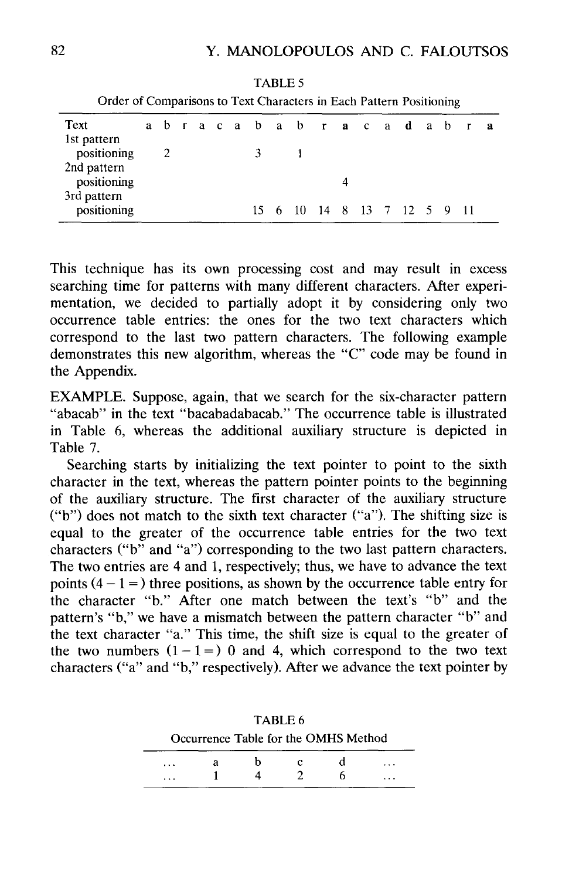TABLE 5

Order of Comparisons to Text Characters in Each Pattern Positioning

| Text | a | b | r | a | c | a | b | a | b | r | **a** | c | a | **d** | a | b | r | **a** |
|---|---|---|---|---|---|---|---|---|---|---|---|---|---|---|---|---|---|---|
| 1st pattern positioning | | 2 | | | | | 3 | | 1 | | | | | | | | | |
| 2nd pattern positioning | | | | | | | | | | | 4 | | | | | | | |
| 3rd pattern positioning | | | | | | | 15 | 6 | 10 | 14 | 8 | 13 | 7 | 12 | 5 | 9 | 11 | |

This technique has its own processing cost and may result in excess searching time for patterns with many different characters. After experimentation, we decided to partially adopt it by considering only two occurrence table entries: the ones for the two text characters which correspond to the last two pattern characters. The following example demonstrates this new algorithm, whereas the "C" code may be found in the Appendix.

EXAMPLE. Suppose, again, that we search for the six-character pattern "abacab" in the text "bacabadabacab." The occurrence table is illustrated in Table 6, whereas the additional auxiliary structure is depicted in Table 7.

Searching starts by initializing the text pointer to point to the sixth character in the text, whereas the pattern pointer points to the beginning of the auxiliary structure. The first character of the auxiliary structure ("b") does not match to the sixth text character ("a"). The shifting size is equal to the greater of the occurrence table entries for the two text characters ("b" and "a") corresponding to the two last pattern characters. The two entries are 4 and 1, respectively; thus, we have to advance the text points $(4 - 1 =)$ three positions, as shown by the occurrence table entry for the character "b." After one match between the text's "b" and the pattern's "b," we have a mismatch between the pattern character "b" and the text character "a." This time, the shift size is equal to the greater of the two numbers $(1 - 1 =)$ 0 and 4, which correspond to the two text characters ("a" and "b," respectively). After we advance the text pointer by

TABLE 6

Occurrence Table for the OMHS Method

| ... | a | b | c | d | ... |
|---|---|---|---|---|---|
| ... | 1 | 4 | 2 | 6 | ... |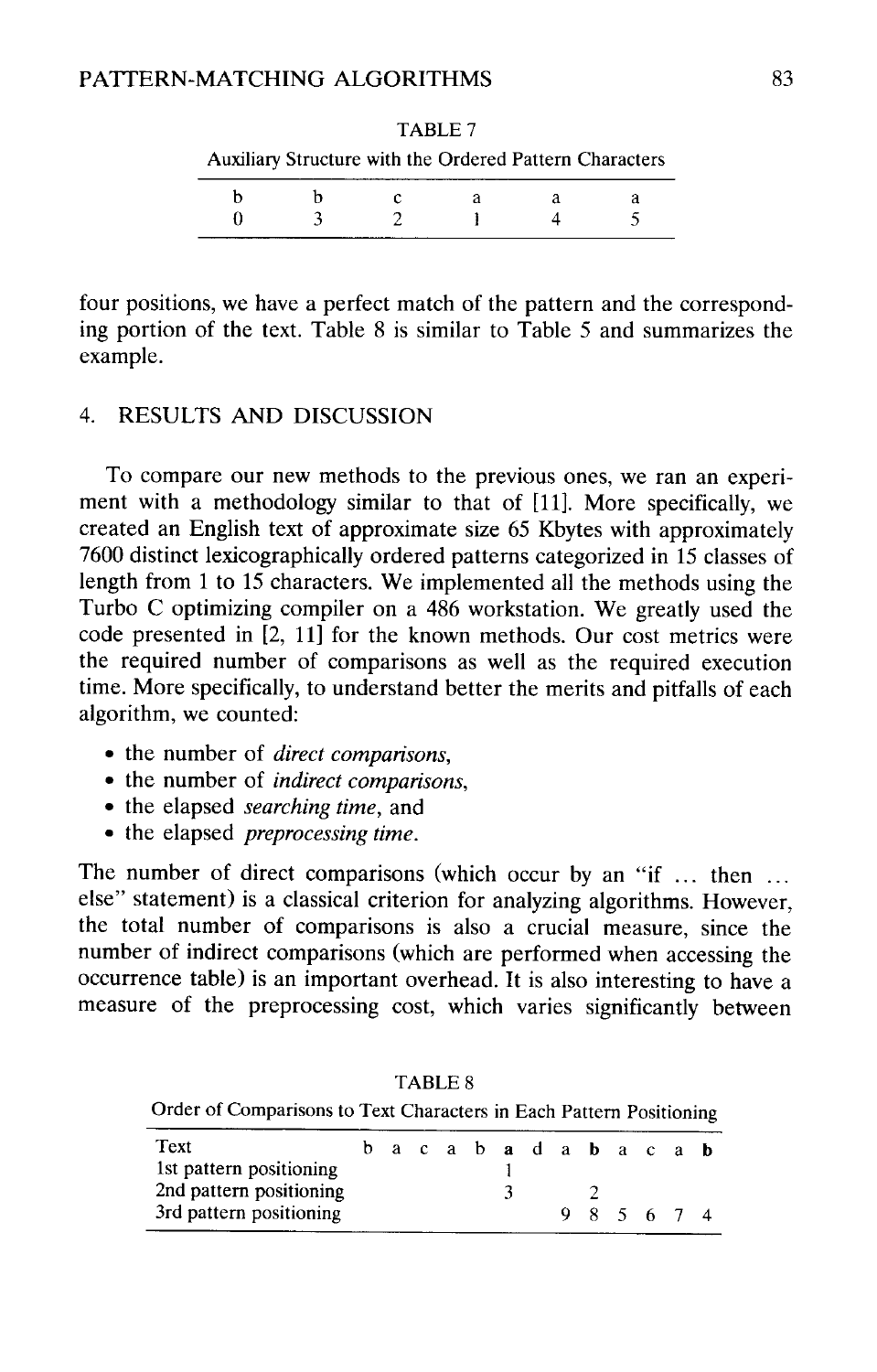TABLE 7

Auxiliary Structure with the Ordered Pattern Characters

| b | b | c | a | a | a |
|---|---|---|---|---|---|
| 0 | 3 | 2 | 1 | 4 | 5 |

four positions, we have a perfect match of the pattern and the corresponding portion of the text. Table 8 is similar to Table 5 and summarizes the example.

## 4. RESULTS AND DISCUSSION

To compare our new methods to the previous ones, we ran an experiment with a methodology similar to that of [11]. More specifically, we created an English text of approximate size 65 Kbytes with approximately 7600 distinct lexicographically ordered patterns categorized in 15 classes of length from 1 to 15 characters. We implemented all the methods using the Turbo C optimizing compiler on a 486 workstation. We greatly used the code presented in [2, 11] for the known methods. Our cost metrics were the required number of comparisons as well as the required execution time. More specifically, to understand better the merits and pitfalls of each algorithm, we counted:

- the number of *direct comparisons*,
- the number of *indirect comparisons*,
- the elapsed *searching time*, and
- the elapsed *preprocessing time*.

The number of direct comparisons (which occur by an "if ... then ... else" statement) is a classical criterion for analyzing algorithms. However, the total number of comparisons is also a crucial measure, since the number of indirect comparisons (which are performed when accessing the occurrence table) is an important overhead. It is also interesting to have a measure of the preprocessing cost, which varies significantly between

TABLE 8

Order of Comparisons to Text Characters in Each Pattern Positioning

| Text | b | a | c | a | b | **a** | d | a | **b** | a | c | a | **b** |
|---|---|---|---|---|---|---|---|---|---|---|---|---|---|
| 1st pattern positioning | | | | | | 1 | | | | | | | |
| 2nd pattern positioning | | | | | | 3 | | | 2 | | | | |
| 3rd pattern positioning | | | | | | | | 9 | 8 | 5 | 6 | 7 | 4 |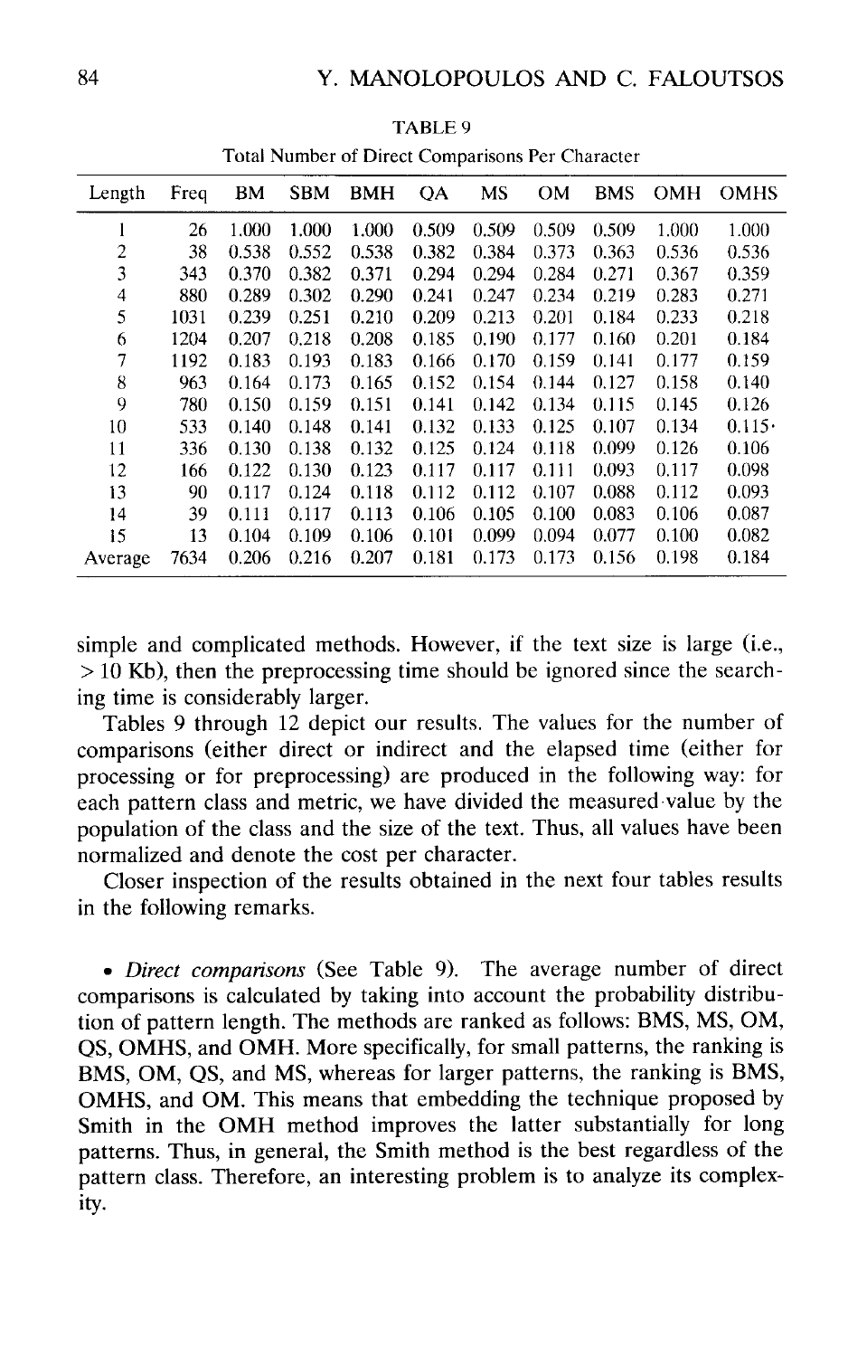TABLE 9

Total Number of Direct Comparisons Per Character

| Length | Freq | BM | SBM | BMH | QA | MS | OM | BMS | OMH | OMHS |
|---|---|---|---|---|---|---|---|---|---|---|
| 1 | 26 | 1.000 | 1.000 | 1.000 | 0.509 | 0.509 | 0.509 | 0.509 | 1.000 | 1.000 |
| 2 | 38 | 0.538 | 0.552 | 0.538 | 0.382 | 0.384 | 0.373 | 0.363 | 0.536 | 0.536 |
| 3 | 343 | 0.370 | 0.382 | 0.371 | 0.294 | 0.294 | 0.284 | 0.271 | 0.367 | 0.359 |
| 4 | 880 | 0.289 | 0.302 | 0.290 | 0.241 | 0.247 | 0.234 | 0.219 | 0.283 | 0.271 |
| 5 | 1031 | 0.239 | 0.251 | 0.210 | 0.209 | 0.213 | 0.201 | 0.184 | 0.233 | 0.218 |
| 6 | 1204 | 0.207 | 0.218 | 0.208 | 0.185 | 0.190 | 0.177 | 0.160 | 0.201 | 0.184 |
| 7 | 1192 | 0.183 | 0.193 | 0.183 | 0.166 | 0.170 | 0.159 | 0.141 | 0.177 | 0.159 |
| 8 | 963 | 0.164 | 0.173 | 0.165 | 0.152 | 0.154 | 0.144 | 0.127 | 0.158 | 0.140 |
| 9 | 780 | 0.150 | 0.159 | 0.151 | 0.141 | 0.142 | 0.134 | 0.115 | 0.145 | 0.126 |
| 10 | 533 | 0.140 | 0.148 | 0.141 | 0.132 | 0.133 | 0.125 | 0.107 | 0.134 | 0.115 |
| 11 | 336 | 0.130 | 0.138 | 0.132 | 0.125 | 0.124 | 0.118 | 0.099 | 0.126 | 0.106 |
| 12 | 166 | 0.122 | 0.130 | 0.123 | 0.117 | 0.117 | 0.111 | 0.093 | 0.117 | 0.098 |
| 13 | 90 | 0.117 | 0.124 | 0.118 | 0.112 | 0.112 | 0.107 | 0.088 | 0.112 | 0.093 |
| 14 | 39 | 0.111 | 0.117 | 0.113 | 0.106 | 0.105 | 0.100 | 0.083 | 0.106 | 0.087 |
| 15 | 13 | 0.104 | 0.109 | 0.106 | 0.101 | 0.099 | 0.094 | 0.077 | 0.100 | 0.082 |
| Average | 7634 | 0.206 | 0.216 | 0.207 | 0.181 | 0.173 | 0.173 | 0.156 | 0.198 | 0.184 |

simple and complicated methods. However, if the text size is large (i.e., > 10 Kb), then the preprocessing time should be ignored since the searching time is considerably larger.

Tables 9 through 12 depict our results. The values for the number of comparisons (either direct or indirect and the elapsed time (either for processing or for preprocessing) are produced in the following way: for each pattern class and metric, we have divided the measured value by the population of the class and the size of the text. Thus, all values have been normalized and denote the cost per character.

Closer inspection of the results obtained in the next four tables results in the following remarks.

- *Direct comparisons* (See Table 9). The average number of direct comparisons is calculated by taking into account the probability distribution of pattern length. The methods are ranked as follows: BMS, MS, OM, QS, OMHS, and OMH. More specifically, for small patterns, the ranking is BMS, OM, QS, and MS, whereas for larger patterns, the ranking is BMS, OMHS, and OM. This means that embedding the technique proposed by Smith in the OMH method improves the latter substantially for long patterns. Thus, in general, the Smith method is the best regardless of the pattern class. Therefore, an interesting problem is to analyze its complexity.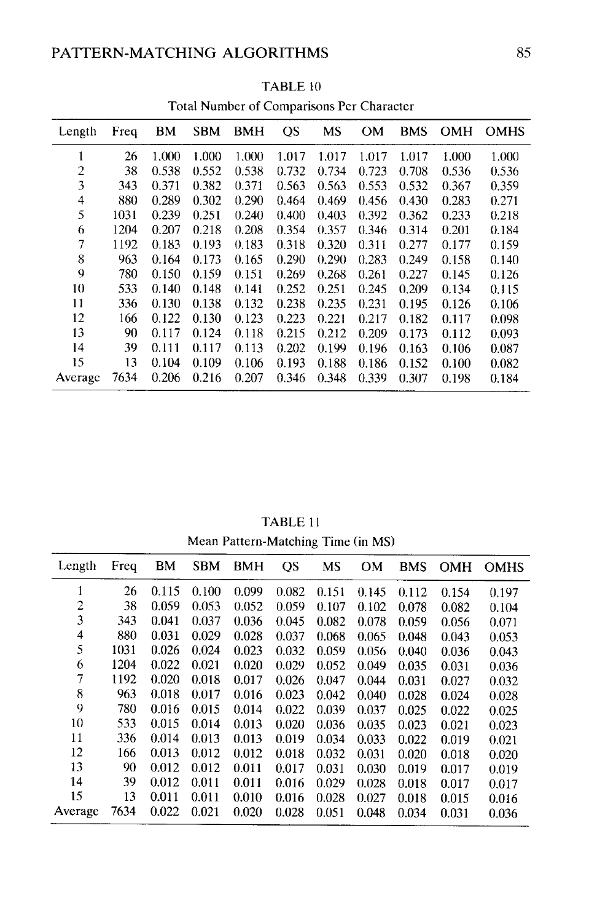TABLE 10

Total Number of Comparisons Per Character

| Length | Freq | BM | SBM | BMH | QS | MS | OM | BMS | OMH | OMHS |
|---|---|---|---|---|---|---|---|---|---|---|
| 1 | 26 | 1.000 | 1.000 | 1.000 | 1.017 | 1.017 | 1.017 | 1.017 | 1.000 | 1.000 |
| 2 | 38 | 0.538 | 0.552 | 0.538 | 0.732 | 0.734 | 0.723 | 0.708 | 0.536 | 0.536 |
| 3 | 343 | 0.371 | 0.382 | 0.371 | 0.563 | 0.563 | 0.553 | 0.532 | 0.367 | 0.359 |
| 4 | 880 | 0.289 | 0.302 | 0.290 | 0.464 | 0.469 | 0.456 | 0.430 | 0.283 | 0.271 |
| 5 | 1031 | 0.239 | 0.251 | 0.240 | 0.400 | 0.403 | 0.392 | 0.362 | 0.233 | 0.218 |
| 6 | 1204 | 0.207 | 0.218 | 0.208 | 0.354 | 0.357 | 0.346 | 0.314 | 0.201 | 0.184 |
| 7 | 1192 | 0.183 | 0.193 | 0.183 | 0.318 | 0.320 | 0.311 | 0.277 | 0.177 | 0.159 |
| 8 | 963 | 0.164 | 0.173 | 0.165 | 0.290 | 0.290 | 0.283 | 0.249 | 0.158 | 0.140 |
| 9 | 780 | 0.150 | 0.159 | 0.151 | 0.269 | 0.268 | 0.261 | 0.227 | 0.145 | 0.126 |
| 10 | 533 | 0.140 | 0.148 | 0.141 | 0.252 | 0.251 | 0.245 | 0.209 | 0.134 | 0.115 |
| 11 | 336 | 0.130 | 0.138 | 0.132 | 0.238 | 0.235 | 0.231 | 0.195 | 0.126 | 0.106 |
| 12 | 166 | 0.122 | 0.130 | 0.123 | 0.223 | 0.221 | 0.217 | 0.182 | 0.117 | 0.098 |
| 13 | 90 | 0.117 | 0.124 | 0.118 | 0.215 | 0.212 | 0.209 | 0.173 | 0.112 | 0.093 |
| 14 | 39 | 0.111 | 0.117 | 0.113 | 0.202 | 0.199 | 0.196 | 0.163 | 0.106 | 0.087 |
| 15 | 13 | 0.104 | 0.109 | 0.106 | 0.193 | 0.188 | 0.186 | 0.152 | 0.100 | 0.082 |
| Average | 7634 | 0.206 | 0.216 | 0.207 | 0.346 | 0.348 | 0.339 | 0.307 | 0.198 | 0.184 |

TABLE 11

Mean Pattern-Matching Time (in MS)

| Length | Freq | BM | SBM | BMH | QS | MS | OM | BMS | OMH | OMHS |
|---|---|---|---|---|---|---|---|---|---|---|
| 1 | 26 | 0.115 | 0.100 | 0.099 | 0.082 | 0.151 | 0.145 | 0.112 | 0.154 | 0.197 |
| 2 | 38 | 0.059 | 0.053 | 0.052 | 0.059 | 0.107 | 0.102 | 0.078 | 0.082 | 0.104 |
| 3 | 343 | 0.041 | 0.037 | 0.036 | 0.045 | 0.082 | 0.078 | 0.059 | 0.056 | 0.071 |
| 4 | 880 | 0.031 | 0.029 | 0.028 | 0.037 | 0.068 | 0.065 | 0.048 | 0.043 | 0.053 |
| 5 | 1031 | 0.026 | 0.024 | 0.023 | 0.032 | 0.059 | 0.056 | 0.040 | 0.036 | 0.043 |
| 6 | 1204 | 0.022 | 0.021 | 0.020 | 0.029 | 0.052 | 0.049 | 0.035 | 0.031 | 0.036 |
| 7 | 1192 | 0.020 | 0.018 | 0.017 | 0.026 | 0.047 | 0.044 | 0.031 | 0.027 | 0.032 |
| 8 | 963 | 0.018 | 0.017 | 0.016 | 0.023 | 0.042 | 0.040 | 0.028 | 0.024 | 0.028 |
| 9 | 780 | 0.016 | 0.015 | 0.014 | 0.022 | 0.039 | 0.037 | 0.025 | 0.022 | 0.025 |
| 10 | 533 | 0.015 | 0.014 | 0.013 | 0.020 | 0.036 | 0.035 | 0.023 | 0.021 | 0.023 |
| 11 | 336 | 0.014 | 0.013 | 0.013 | 0.019 | 0.034 | 0.033 | 0.022 | 0.019 | 0.021 |
| 12 | 166 | 0.013 | 0.012 | 0.012 | 0.018 | 0.032 | 0.031 | 0.020 | 0.018 | 0.020 |
| 13 | 90 | 0.012 | 0.012 | 0.011 | 0.017 | 0.031 | 0.030 | 0.019 | 0.017 | 0.019 |
| 14 | 39 | 0.012 | 0.011 | 0.011 | 0.016 | 0.029 | 0.028 | 0.018 | 0.017 | 0.017 |
| 15 | 13 | 0.011 | 0.011 | 0.010 | 0.016 | 0.028 | 0.027 | 0.018 | 0.015 | 0.016 |
| Average | 7634 | 0.022 | 0.021 | 0.020 | 0.028 | 0.051 | 0.048 | 0.034 | 0.031 | 0.036 |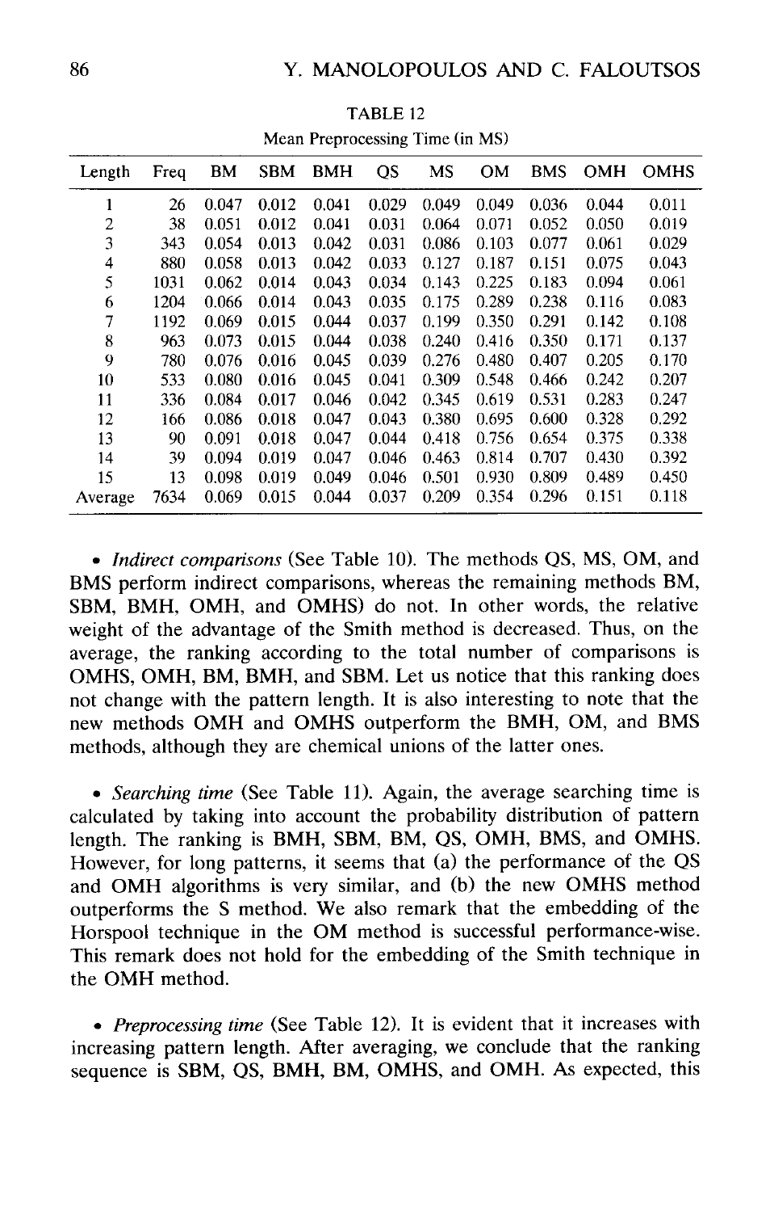TABLE 12

Mean Preprocessing Time (in MS)

| Length | Freq | BM | SBM | BMH | QS | MS | OM | BMS | OMH | OMHS |
|---|---|---|---|---|---|---|---|---|---|---|
| 1 | 26 | 0.047 | 0.012 | 0.041 | 0.029 | 0.049 | 0.049 | 0.036 | 0.044 | 0.011 |
| 2 | 38 | 0.051 | 0.012 | 0.041 | 0.031 | 0.064 | 0.071 | 0.052 | 0.050 | 0.019 |
| 3 | 343 | 0.054 | 0.013 | 0.042 | 0.031 | 0.086 | 0.103 | 0.077 | 0.061 | 0.029 |
| 4 | 880 | 0.058 | 0.013 | 0.042 | 0.033 | 0.127 | 0.187 | 0.151 | 0.075 | 0.043 |
| 5 | 1031 | 0.062 | 0.014 | 0.043 | 0.034 | 0.143 | 0.225 | 0.183 | 0.094 | 0.061 |
| 6 | 1204 | 0.066 | 0.014 | 0.043 | 0.035 | 0.175 | 0.289 | 0.238 | 0.116 | 0.083 |
| 7 | 1192 | 0.069 | 0.015 | 0.044 | 0.037 | 0.199 | 0.350 | 0.291 | 0.142 | 0.108 |
| 8 | 963 | 0.073 | 0.015 | 0.044 | 0.038 | 0.240 | 0.416 | 0.350 | 0.171 | 0.137 |
| 9 | 780 | 0.076 | 0.016 | 0.045 | 0.039 | 0.276 | 0.480 | 0.407 | 0.205 | 0.170 |
| 10 | 533 | 0.080 | 0.016 | 0.045 | 0.041 | 0.309 | 0.548 | 0.466 | 0.242 | 0.207 |
| 11 | 336 | 0.084 | 0.017 | 0.046 | 0.042 | 0.345 | 0.619 | 0.531 | 0.283 | 0.247 |
| 12 | 166 | 0.086 | 0.018 | 0.047 | 0.043 | 0.380 | 0.695 | 0.600 | 0.328 | 0.292 |
| 13 | 90 | 0.091 | 0.018 | 0.047 | 0.044 | 0.418 | 0.756 | 0.654 | 0.375 | 0.338 |
| 14 | 39 | 0.094 | 0.019 | 0.047 | 0.046 | 0.463 | 0.814 | 0.707 | 0.430 | 0.392 |
| 15 | 13 | 0.098 | 0.019 | 0.049 | 0.046 | 0.501 | 0.930 | 0.809 | 0.489 | 0.450 |
| Average | 7634 | 0.069 | 0.015 | 0.044 | 0.037 | 0.209 | 0.354 | 0.296 | 0.151 | 0.118 |

- *Indirect comparisons* (See Table 10). The methods QS, MS, OM, and BMS perform indirect comparisons, whereas the remaining methods BM, SBM, BMH, OMH, and OMHS) do not. In other words, the relative weight of the advantage of the Smith method is decreased. Thus, on the average, the ranking according to the total number of comparisons is OMHS, OMH, BM, BMH, and SBM. Let us notice that this ranking does not change with the pattern length. It is also interesting to note that the new methods OMH and OMHS outperform the BMH, OM, and BMS methods, although they are chemical unions of the latter ones.

- *Searching time* (See Table 11). Again, the average searching time is calculated by taking into account the probability distribution of pattern length. The ranking is BMH, SBM, BM, QS, OMH, BMS, and OMHS. However, for long patterns, it seems that (a) the performance of the QS and OMH algorithms is very similar, and (b) the new OMHS method outperforms the S method. We also remark that the embedding of the Horspool technique in the OM method is successful performance-wise. This remark does not hold for the embedding of the Smith technique in the OMH method.

- *Preprocessing time* (See Table 12). It is evident that it increases with increasing pattern length. After averaging, we conclude that the ranking sequence is SBM, QS, BMH, BM, OMHS, and OMH. As expected, this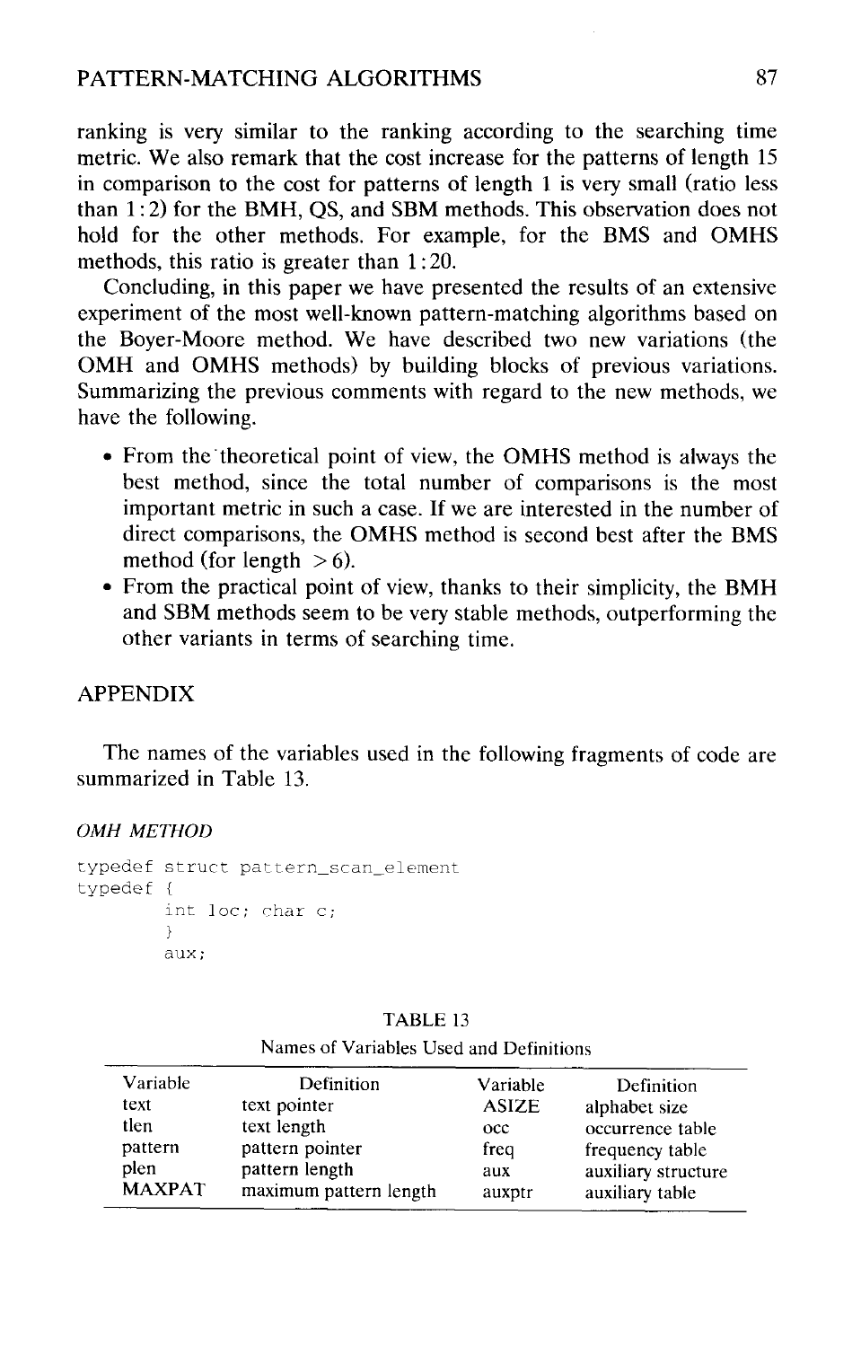ranking is very similar to the ranking according to the searching time metric. We also remark that the cost increase for the patterns of length 15 in comparison to the cost for patterns of length 1 is very small (ratio less than 1 : 2) for the BMH, QS, and SBM methods. This observation does not hold for the other methods. For example, for the BMS and OMHS methods, this ratio is greater than 1 : 20.

Concluding, in this paper we have presented the results of an extensive experiment of the most well-known pattern-matching algorithms based on the Boyer-Moore method. We have described two new variations (the OMH and OMHS methods) by building blocks of previous variations. Summarizing the previous comments with regard to the new methods, we have the following.

- From the theoretical point of view, the OMHS method is always the best method, since the total number of comparisons is the most important metric in such a case. If we are interested in the number of direct comparisons, the OMHS method is second best after the BMS method (for length $> 6$).
- From the practical point of view, thanks to their simplicity, the BMH and SBM methods seem to be very stable methods, outperforming the other variants in terms of searching time.

## APPENDIX

The names of the variables used in the following fragments of code are summarized in Table 13.

*OMH METHOD*

```
typedef struct pattern_scan_element
typedef {
        int loc; char c;
        }
        aux;
```

TABLE 13

Names of Variables Used and Definitions

| Variable | Definition | Variable | Definition |
|---|---|---|---|
| text | text pointer | ASIZE | alphabet size |
| tlen | text length | occ | occurrence table |
| pattern | pattern pointer | freq | frequency table |
| plen | pattern length | aux | auxiliary structure |
| MAXPAT | maximum pattern length | auxptr | auxiliary table |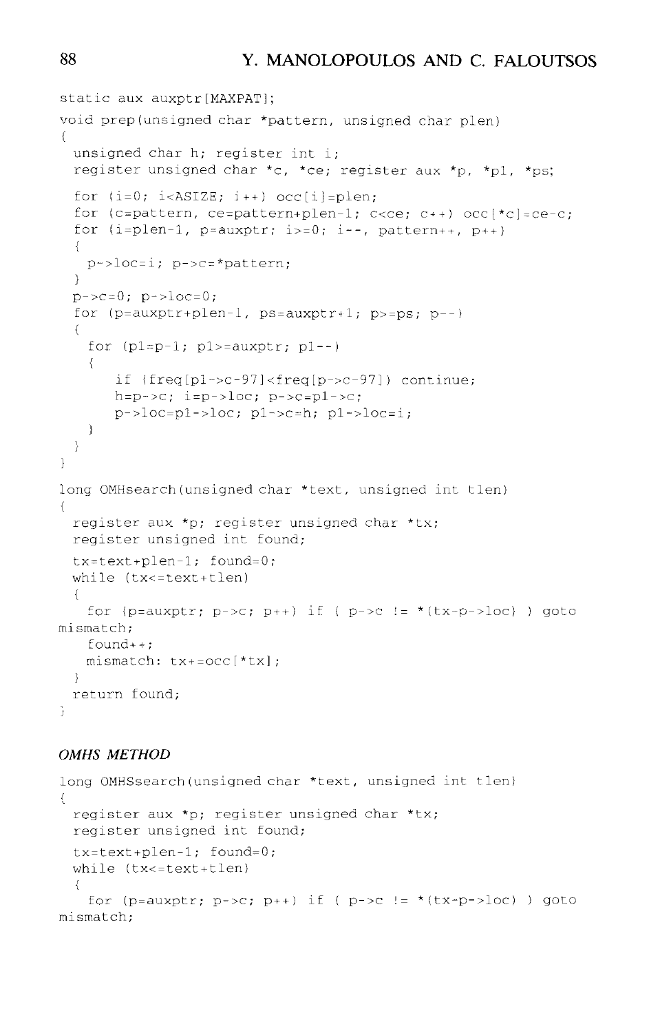```c
static aux auxptr[MAXPAT];
void prep(unsigned char *pattern, unsigned char plen)
{
  unsigned char h; register int i;
  register unsigned char *c, *ce; register aux *p, *p1, *ps;

  for (i=0; i<ASIZE; i++) occ[i]=plen;
  for (c=pattern, ce=pattern+plen-1; c<ce; c++) occ[*c]=ce-c;
  for (i=plen-1, p=auxptr; i>=0; i--, pattern++, p++)
  {
    p->loc=i; p->c=*pattern;
  }
  p->c=0; p->loc=0;
  for (p=auxptr+plen-1, ps=auxptr+1; p>=ps; p--)
  {
    for (p1=p-1; p1>=auxptr; p1--)
    {
       if (freq[p1->c-97]<freq[p->c-97]) continue;
       h=p->c; i=p->loc; p->c=p1->c;
       p->loc=p1->loc; p1->c=h; p1->loc=i;
    }
  }
}

long OMHsearch(unsigned char *text, unsigned int tlen)
{
  register aux *p; register unsigned char *tx;
  register unsigned int found;

  tx=text+plen-1; found=0;
  while (tx<=text+tlen)
  {
    for (p=auxptr; p->c; p++) if ( p->c != *(tx-p->loc) ) goto
mismatch;
    found++;
    mismatch: tx+=occ[*tx];
  }
  return found;
}
```

### *OMHS METHOD*

```c
long OMHSsearch(unsigned char *text, unsigned int tlen)
{
  register aux *p; register unsigned char *tx;
  register unsigned int found;

  tx=text+plen-1; found=0;
  while (tx<=text+tlen)
  {
    for (p=auxptr; p->c; p++) if ( p->c != *(tx-p->loc) ) goto
mismatch;
```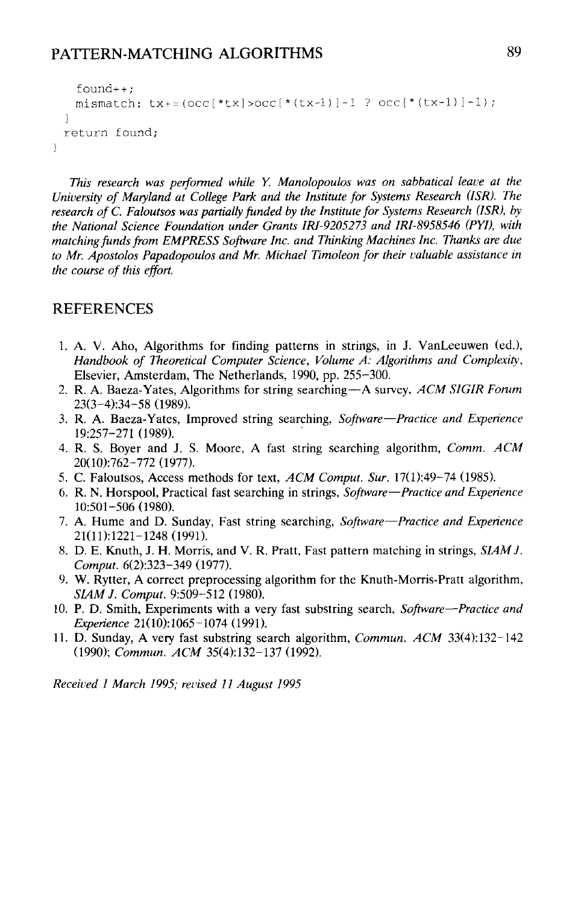```
    found++;
    mismatch: tx+=(occ[*tx]>occ[*(tx-1)]-1 ? occ[*(tx-1)]-1);
  }
  return found;
}
```

*This research was performed while Y. Manolopoulos was on sabbatical leave at the University of Maryland at College Park and the Institute for Systems Research (ISR). The research of C. Faloutsos was partially funded by the Institute for Systems Research (ISR), by the National Science Foundation under Grants IRI-9205273 and IRI-8958546 (PYI), with matching funds from EMPRESS Software Inc. and Thinking Machines Inc. Thanks are due to Mr. Apostolos Papadopoulos and Mr. Michael Timoleon for their valuable assistance in the course of this effort.*

## REFERENCES

1. A. V. Aho, Algorithms for finding patterns in strings, in J. VanLeeuwen (ed.), *Handbook of Theoretical Computer Science, Volume A: Algorithms and Complexity*, Elsevier, Amsterdam, The Netherlands, 1990, pp. 255–300.
2. R. A. Baeza-Yates, Algorithms for string searching—A survey, *ACM SIGIR Forum* 23(3–4):34–58 (1989).
3. R. A. Baeza-Yates, Improved string searching, *Software—Practice and Experience* 19:257–271 (1989).
4. R. S. Boyer and J. S. Moore, A fast string searching algorithm, *Comm. ACM* 20(10):762–772 (1977).
5. C. Faloutsos, Access methods for text, *ACM Comput. Sur.* 17(1):49–74 (1985).
6. R. N. Horspool, Practical fast searching in strings, *Software—Practice and Experience* 10:501–506 (1980).
7. A. Hume and D. Sunday, Fast string searching, *Software—Practice and Experience* 21(11):1221–1248 (1991).
8. D. E. Knuth, J. H. Morris, and V. R. Pratt, Fast pattern matching in strings, *SIAM J. Comput.* 6(2):323–349 (1977).
9. W. Rytter, A correct preprocessing algorithm for the Knuth-Morris-Pratt algorithm, *SIAM J. Comput.* 9:509–512 (1980).
10. P. D. Smith, Experiments with a very fast substring search, *Software—Practice and Experience* 21(10):1065–1074 (1991).
11. D. Sunday, A very fast substring search algorithm, *Commun. ACM* 33(4):132–142 (1990); *Commun. ACM* 35(4):132–137 (1992).

*Received 1 March 1995; revised 11 August 1995*